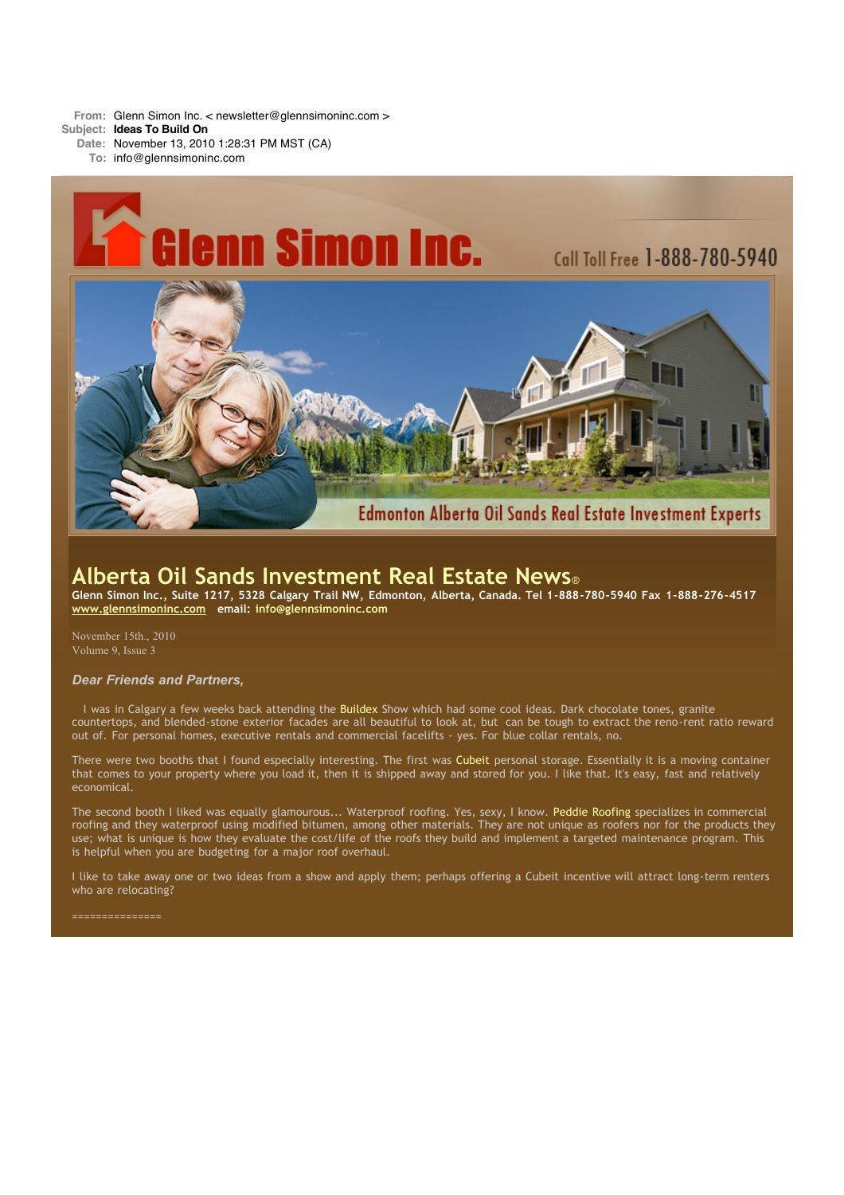**From:** Glenn Simon Inc. < newsletter@glennsimoninc.com >
**Subject:** **Ideas To Build On**
**Date:** November 13, 2010 1:28:31 PM MST (CA)
**To:** info@glennsimoninc.com

Glenn Simon Inc.

Call Toll Free 1-888-780-5940

Edmonton Alberta Oil Sands Real Estate Investment Experts

# Alberta Oil Sands Investment Real Estate News®

**Glenn Simon Inc., Suite 1217, 5328 Calgary Trail NW, Edmonton, Alberta, Canada. Tel 1-888-780-5940 Fax 1-888-276-4517**
**www.glennsimoninc.com email: info@glennsimoninc.com**

November 15th., 2010
Volume 9, Issue 3

***Dear Friends and Partners,***

I was in Calgary a few weeks back attending the Buildex Show which had some cool ideas. Dark chocolate tones, granite countertops, and blended-stone exterior facades are all beautiful to look at, but can be tough to extract the reno-rent ratio reward out of. For personal homes, executive rentals and commercial facelifts - yes. For blue collar rentals, no.

There were two booths that I found especially interesting. The first was Cubeit personal storage. Essentially it is a moving container that comes to your property where you load it, then it is shipped away and stored for you. I like that. It's easy, fast and relatively economical.

The second booth I liked was equally glamourous... Waterproof roofing. Yes, sexy, I know. Peddie Roofing specializes in commercial roofing and they waterproof using modified bitumen, among other materials. They are not unique as roofers nor for the products they use; what is unique is how they evaluate the cost/life of the roofs they build and implement a targeted maintenance program. This is helpful when you are budgeting for a major roof overhaul.

I like to take away one or two ideas from a show and apply them; perhaps offering a Cubeit incentive will attract long-term renters who are relocating?

===============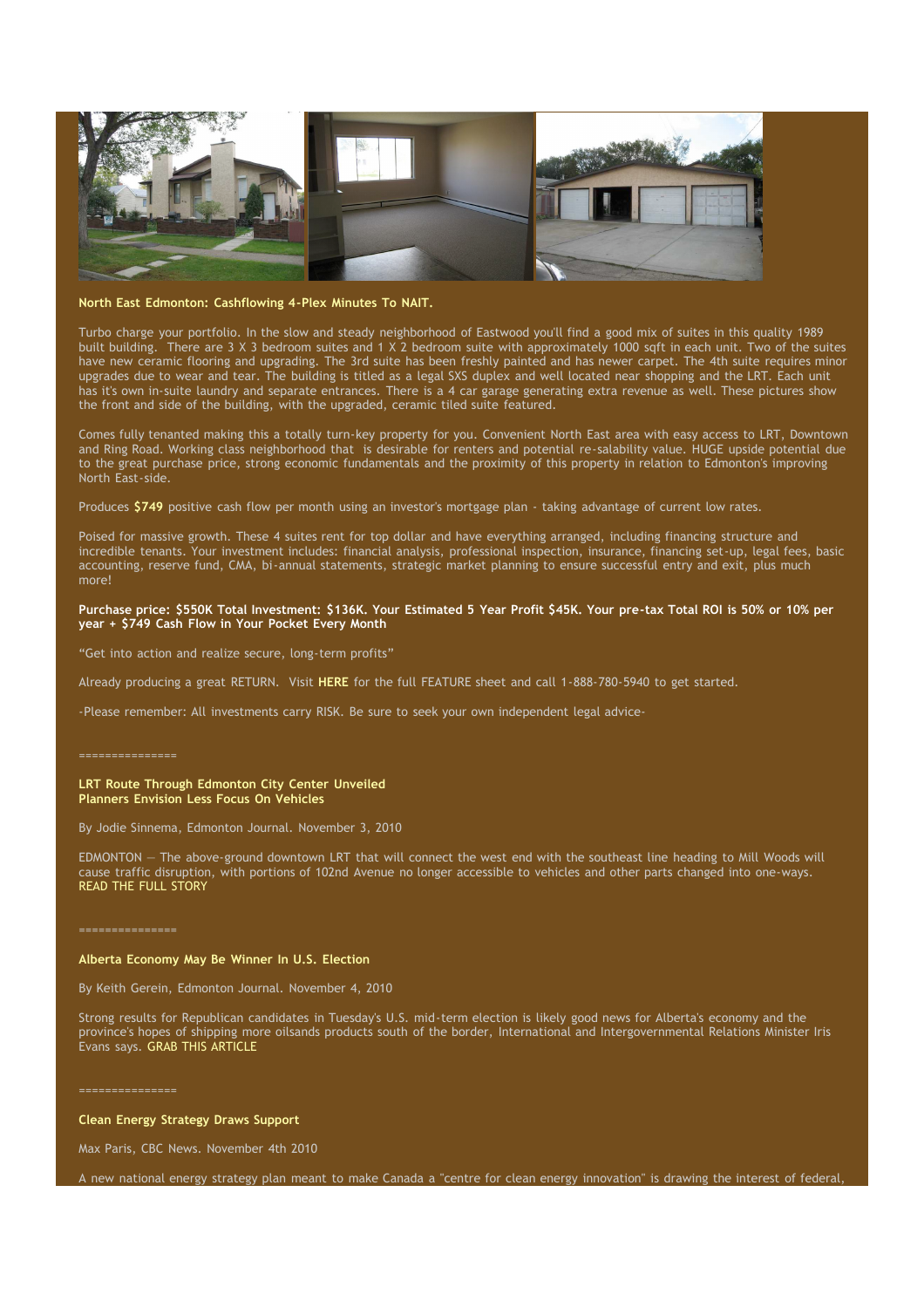**North East Edmonton: Cashflowing 4-Plex Minutes To NAIT.**

Turbo charge your portfolio. In the slow and steady neighborhood of Eastwood you'll find a good mix of suites in this quality 1989 built building. There are 3 X 3 bedroom suites and 1 X 2 bedroom suite with approximately 1000 sqft in each unit. Two of the suites have new ceramic flooring and upgrading. The 3rd suite has been freshly painted and has newer carpet. The 4th suite requires minor upgrades due to wear and tear. The building is titled as a legal SXS duplex and well located near shopping and the LRT. Each unit has it's own in-suite laundry and separate entrances. There is a 4 car garage generating extra revenue as well. These pictures show the front and side of the building, with the upgraded, ceramic tiled suite featured.

Comes fully tenanted making this a totally turn-key property for you. Convenient North East area with easy access to LRT, Downtown and Ring Road. Working class neighborhood that is desirable for renters and potential re-salability value. HUGE upside potential due to the great purchase price, strong economic fundamentals and the proximity of this property in relation to Edmonton's improving North East-side.

Produces **$749** positive cash flow per month using an investor's mortgage plan - taking advantage of current low rates.

Poised for massive growth. These 4 suites rent for top dollar and have everything arranged, including financing structure and incredible tenants. Your investment includes: financial analysis, professional inspection, insurance, financing set-up, legal fees, basic accounting, reserve fund, CMA, bi-annual statements, strategic market planning to ensure successful entry and exit, plus much more!

**Purchase price: $550K Total Investment: $136K. Your Estimated 5 Year Profit $45K. Your pre-tax Total ROI is 50% or 10% per year + $749 Cash Flow in Your Pocket Every Month**

“Get into action and realize secure, long-term profits”

Already producing a great RETURN. Visit **HERE** for the full FEATURE sheet and call 1-888-780-5940 to get started.

-Please remember: All investments carry RISK. Be sure to seek your own independent legal advice-

===============

**LRT Route Through Edmonton City Center Unveiled**
**Planners Envision Less Focus On Vehicles**

By Jodie Sinnema, Edmonton Journal. November 3, 2010

EDMONTON — The above-ground downtown LRT that will connect the west end with the southeast line heading to Mill Woods will cause traffic disruption, with portions of 102nd Avenue no longer accessible to vehicles and other parts changed into one-ways. READ THE FULL STORY

===============

**Alberta Economy May Be Winner In U.S. Election**

By Keith Gerein, Edmonton Journal. November 4, 2010

Strong results for Republican candidates in Tuesday's U.S. mid-term election is likely good news for Alberta's economy and the province's hopes of shipping more oilsands products south of the border, International and Intergovernmental Relations Minister Iris Evans says. GRAB THIS ARTICLE

===============

**Clean Energy Strategy Draws Support**

Max Paris, CBC News. November 4th 2010

A new national energy strategy plan meant to make Canada a "centre for clean energy innovation" is drawing the interest of federal,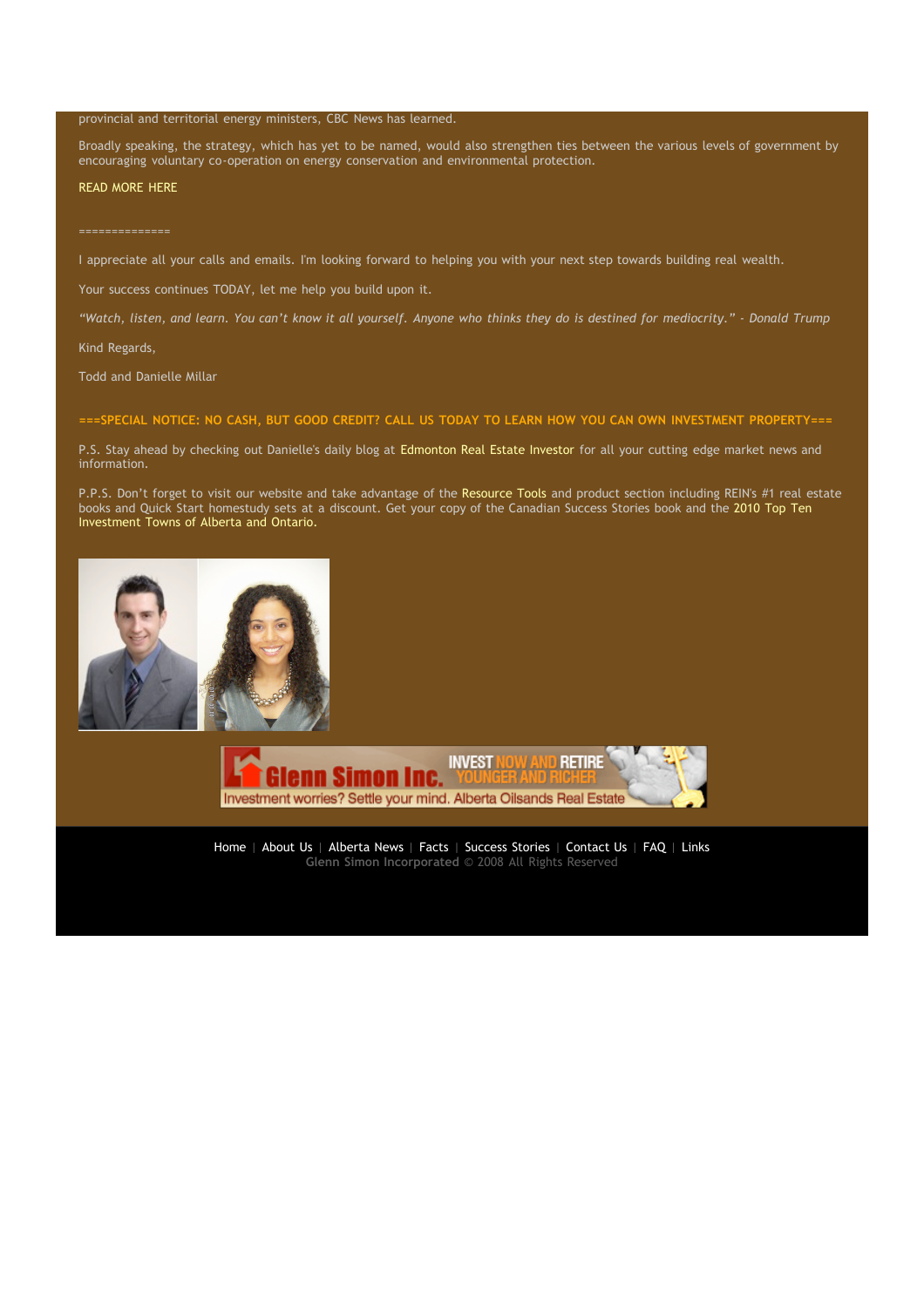provincial and territorial energy ministers, CBC News has learned.

Broadly speaking, the strategy, which has yet to be named, would also strengthen ties between the various levels of government by encouraging voluntary co-operation on energy conservation and environmental protection.

READ MORE HERE

==============

I appreciate all your calls and emails. I'm looking forward to helping you with your next step towards building real wealth.

Your success continues TODAY, let me help you build upon it.

*"Watch, listen, and learn. You can't know it all yourself. Anyone who thinks they do is destined for mediocrity." - Donald Trump*

Kind Regards,

Todd and Danielle Millar

**===SPECIAL NOTICE: NO CASH, BUT GOOD CREDIT? CALL US TODAY TO LEARN HOW YOU CAN OWN INVESTMENT PROPERTY===**

P.S. Stay ahead by checking out Danielle's daily blog at Edmonton Real Estate Investor for all your cutting edge market news and information.

P.P.S. Don't forget to visit our website and take advantage of the Resource Tools and product section including REIN's #1 real estate books and Quick Start homestudy sets at a discount. Get your copy of the Canadian Success Stories book and the 2010 Top Ten Investment Towns of Alberta and Ontario.

Home | About Us | Alberta News | Facts | Success Stories | Contact Us | FAQ | Links

Glenn Simon Incorporated © 2008 All Rights Reserved